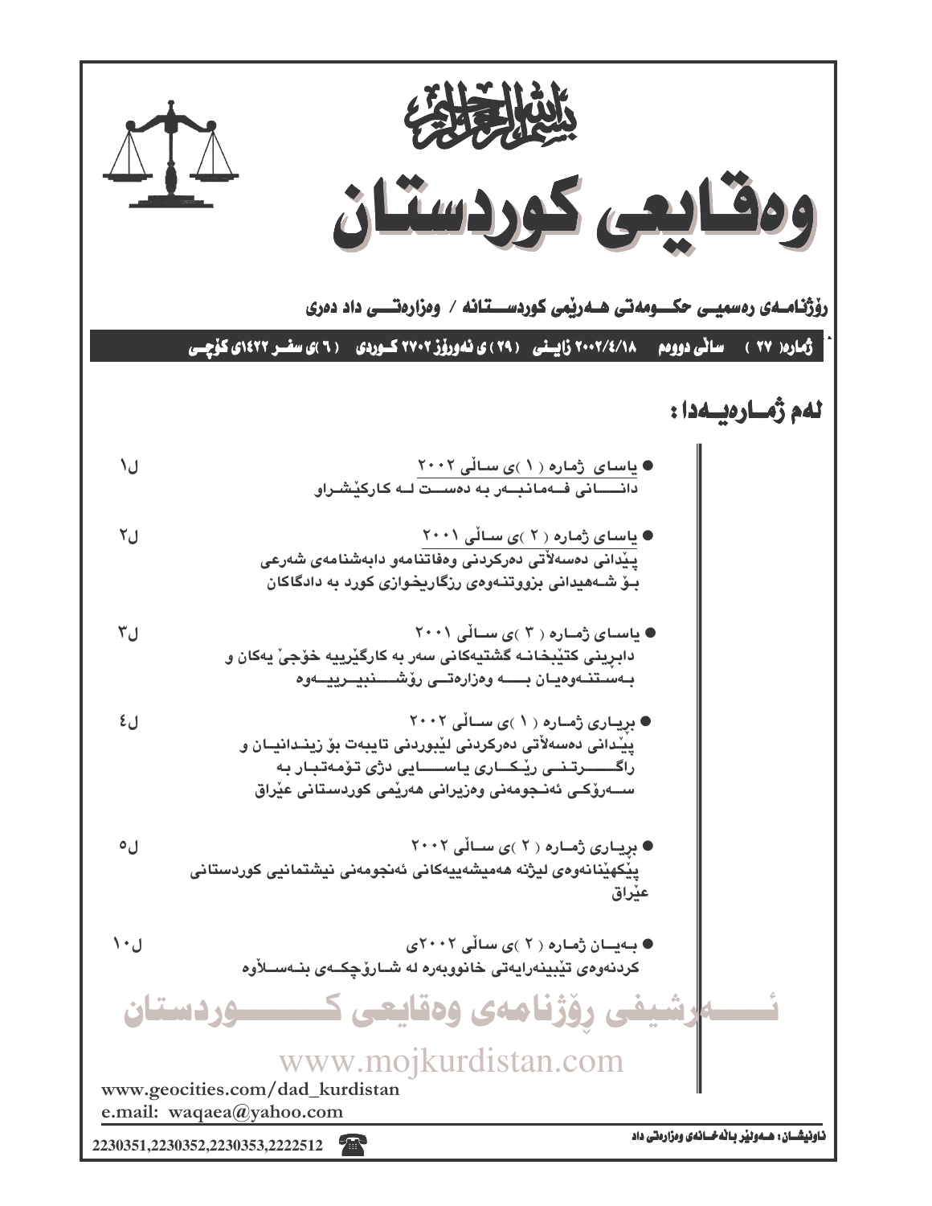بسم الله الرحمن الرحيم

# وەقایعی کوردستان

**رۆژنامەی رەسمیی حکومەتی هەرێمی کوردستانە / وەزارەتی داد دەری**

**ژمارە( ٢٧ ) سالی دووەم ٢٠٠٢/٤/١٨ زاینی ( ٢٩ )ی نەورۆز ٢٧٠٢ کوردی ( ٦ )ی سفر ١٤٢٢ی کۆچی**

## لەم ژمارەیەدا :

- **یاسای ژمارە ( ١ )ی سالی ٢٠٠٢** — ل١
  دانانی فەمانبەر بە دەست لە کارکێشراو

- **یاسای ژمارە ( ٢ )ی سالی ٢٠٠١** — ل٢
  پێدانی دەسەلاتی دەرکردنی وەفاتنامەو دابەشنامەی شەرعی بۆ شەهیدانی بزووتنەوەی رزگاریخوازی کورد بە دادگاکان

- **یاسای ژمارە ( ٣ )ی سالی ٢٠٠١** — ل٣
  دابڕینی کتێبخانە گشتیەکانی سەر بە کارگێرییە خۆجێ یەکان و بەستنەوەیان بە وەزارەتی رۆشنبیرییەوە

- **بریاری ژمارە ( ١ )ی سالی ٢٠٠٢** — ل٤
  پێدانی دەسەلاتی دەرکردنی لێبوردنی تایبەت بۆ زیندانیان و راگرتنی رێکاری یاسایی دژی تۆمەتبار بە سەرۆکی ئەنجومەنی وەزیرانی هەرێمی کوردستانی عێراق

- **بریاری ژمارە ( ٢ )ی سالی ٢٠٠٢** — ل٥
  پێکهێنانەوەی لیژنە هەمیشەییەکانی ئەنجومەنی نیشتمانیی کوردستانی عێراق

- **بەیان ژمارە ( ٢ )ی سالی ٢٠٠٢ی** — ل١٠
  کردنەوەی تێبینەرایەتی خانووبەرە لە شارۆچکەی بنەسلاوە

ئەرشیفی رۆژنامەی وەقایعی کوردستان

www.mojkurdistan.com

www.geocities.com/dad_kurdistan
e.mail: waqaea@yahoo.com

2230351,2230352,2230353,2222512

ناونیشان: هەولێر بالەخانەی وەزارەتی داد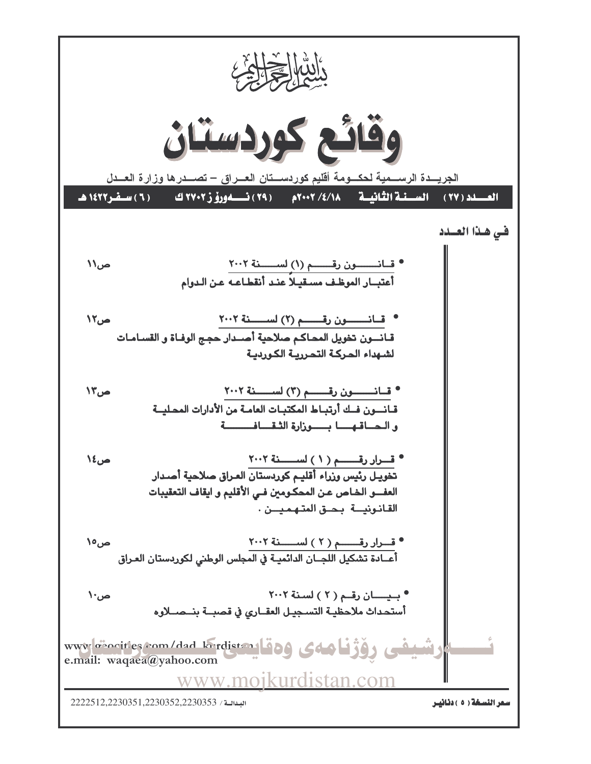بسم الله الرحمن الرحيم

# وقائع كوردستان

الجريدة الرسمية لحكومة أقليم كوردستان العراق – تصدرها وزارة العدل

**العدد (٢٧) السنة الثانية ١٨/٤/٢٠٠٢م (٢٩) نەورۆز ٢٧٠٢ ك (٦) سفر ١٤٢٢ هـ**

## في هذا العدد

- **قانون رقم (١) لسنة ٢٠٠٢** — ص١١
  **أعتبار الموظف مستقيلاً عند أنقطاعه عن الدوام**

- **قانون رقم (٢) لسنة ٢٠٠٢** — ص١٢
  **قانون تخويل المحاكم صلاحية أصدار حجج الوفاة و القسامات لشهداء الحركة التحررية الكوردية**

- **قانون رقم (٣) لسنة ٢٠٠٢** — ص١٣
  **قانون فك أرتباط المكتبات العامة من الأدارات المحلية و الحاقها بوزارة الثقافة**

- **قرار رقم ( ١ ) لسنة ٢٠٠٢** — ص١٤
  **تخويل رئيس وزراء أقليم كوردستان العراق صلاحية أصدار العفو الخاص عن المحكومين في الأقليم و ايقاف التعقيبات القانونية بحق المتهمين .**

- **قرار رقم ( ٢ ) لسنة ٢٠٠٢** — ص١٥
  **أعادة تشكيل اللجان الدائمية في المجلس الوطني لكوردستان العراق**

- بيان رقم ( ٢ ) لسنة ٢٠٠٢ — ص١٠
  **أستحداث ملاحظية التسجيل العقاري في قصبة بنصلاوه**

www.geocities.com/dad_kurdistan
e.mail: waqaea@yahoo.com

**سعر النسخة ( ٥ ) دنانير**

البدالة / 2222512,2230351,2230352,2230353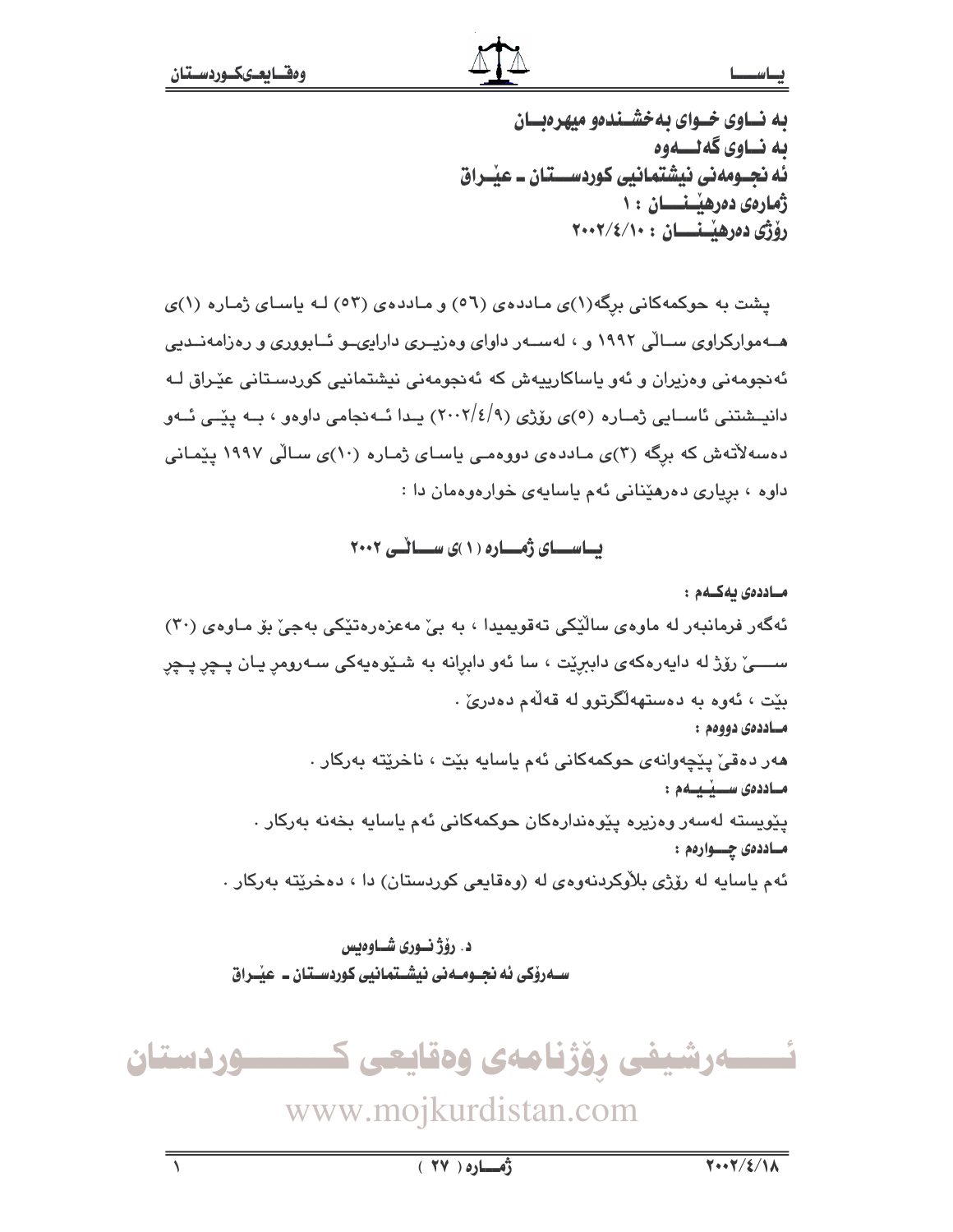**به نــاوى خــواى بەخشــندەو ميهرەبــان**
**به نــاوى گەلـــەوە**
**ئه نجــومەنى نيشتمانيى كوردســـتان ـ عيْـراق**
**ژمارەى دەرهيْـنــــان : ١**
**رۆژى دەرهيْـنــــان : ٢٠٠٢/٤/١٠**

پشت به حوكمەكانى برگە(١)ى مـاددەى (٥٦) و مـاددەى (٥٣) لـه ياسـاى ژمـارە (١)ى هــەمواركراوى ســالّى ١٩٩٢ و ، لەســەر داواى وەزيــرى دارايىــو ئــابوورى و رەزامەنــديى ئەنجومەنى وەزيران و ئەو ياساكارييەش كە ئەنجومەنى نيشتمانيى كوردســتانى عيْراق لـه دانيــشتنى ئاســايى ژمــارە (٥)ى رۆژى (٢٠٠٢/٤/٩) يـدا ئــەنجامى داوەو ، بــه پيْــى ئــەو دەسەلاّتەش كە برگە (٣)ى مـاددەى دووەمـى ياسـاى ژمـارە (١٠)ى سـالّى ١٩٩٧ پيْمـانى داوە ، برِيارى دەرهيْنانى ئەم ياسايەى خوارەوەمان دا :

## يــاســـاى ژمـــارە (١)ى ســـالّــى ٢٠٠٢

**مــاددەى يەكــەم :**

ئەگەر فرمانبەر لە ماوەى سالّيْكى تەقويميدا ، بە بىّ مەعزەرەتيْكى بەجىّ بۆ مـاوەى (٣٠) ســـىّ رۆژ لە دايەرەكەى دابرِيْت ، سا ئەو دابرِانە بە شـيْوەيەكى سـەرومرِ يـان پـچرِ پـچرِ بيْت ، ئەوە بە دەستهەلّگرتوو لە قەلّەم دەدرىّ .

**مــاددەى دووەم :**

هەر دەقىّ پيْچەوانەى حوكمەكانى ئەم ياسايە بيْت ، ناخريْتە بەركار .

**مــاددەى ســـيْـيــەم :**

پيْويستە لەسەر وەزيرە پيْوەندارەكان حوكمەكانى ئەم ياسايە بخەنە بەركار .

**مــاددەى چـــوارەم :**

ئەم ياسايە لە رۆژى بلاّوكردنەوەى لە (وەقايعى كوردستان) دا ، دەخريْتە بەركار .

**د. رۆژ نــورى شــاوەيس**
**ســەرۆكى ئه نجــومــەنى نيشـتمانيى كوردسـتان ـ عيْـراق**

ئـــــەرشيفى رۆژنامەى وەقايعى كـــــــوردستان
www.mojkurdistan.com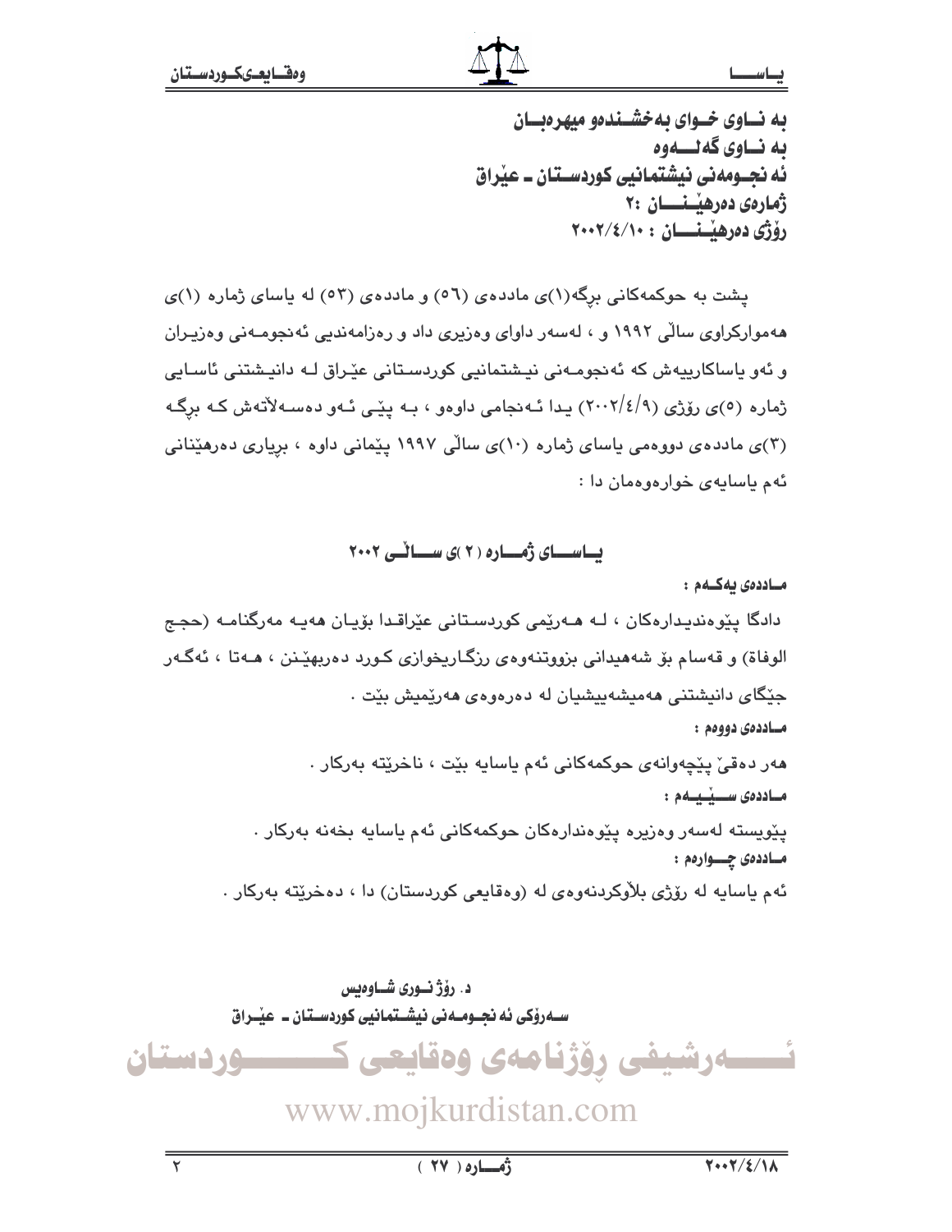به نـاوى خـواى بەخشـندەو میهرەبـان
به نـاوى گەلـەوە
ئه نجـومەنى نيشتمانيى كوردسـتان ـ عێراق
ژمارەی دەرهێـنـان :٢
رۆژى دەرهێـنـان : ٢٠٠٢/٤/١٠

پشت به حوكمەكانى برگە(١)ى ماددەى (٥٦) و ماددەى (٥٣) له ياساى ژماره (١)ى هەمواركراوى ساڵى ١٩٩٢ و ، لەسەر داواى وەزيرى داد و رەزامەنديى ئەنجومـەنى وەزيـران و ئەو ياساكارييەش كە ئەنجومـەنى نيـشتمانيى كوردسـتانى عێـراق لـە دانيـشتنى ئاسـايى ژماره (٥)ى رۆژى (٢٠٠٢/٤/٩) يدا ئـەنجامى داوەو ، بـە پێـى ئـەو دەسـەڵاتەش كـە برگـە (٣)ى ماددەى دووەمى ياساى ژمارە (١٠)ى ساڵى ١٩٩٧ پێمانى داوە ، بڕيارى دەرهێنانى ئەم ياسايەى خوارەوەمان دا :

## يـاسـاى ژمـارە (٢)ى سـاڵـى ٢٠٠٢

**مـاددەى يەكـەم :**

دادگا پێوەنديدارەكان ، لـە هـەرێمى كوردسـتانى عێراقـدا بۆيـان هەيـە مەرگنامـە (حجج الوفاة) و قەسام بۆ شەهيدانى بزووتنەوەى رزگـاريخوازى كـورد دەربهێـنن ، هـەتا ، ئەگـەر جێگاى دانيشتنى هەميشەييشيان لە دەرەوەى هەرێميش بێت .

**مـاددەى دووەم :**

هەر دەقێ پێچەوانەى حوكمەكانى ئەم ياسايە بێت ، ناخرێتە بەركار .

**مـاددەى سـێـيـەم :**

پێويستە لەسەر وەزيرە پێوەندارەكان حوكمەكانى ئەم ياسايە بخەنە بەركار .

**مـاددەى چـوارەم :**

ئەم ياسايە لە رۆژى بڵاوكردنەوەى لە (وەقايعى كوردستان) دا ، دەخرێتە بەركار .

د. رۆژ نـورى شـاوەيس
سـەرۆكى ئه نجـومـەنى نيشـتمانيى كوردسـتان ـ عێـراق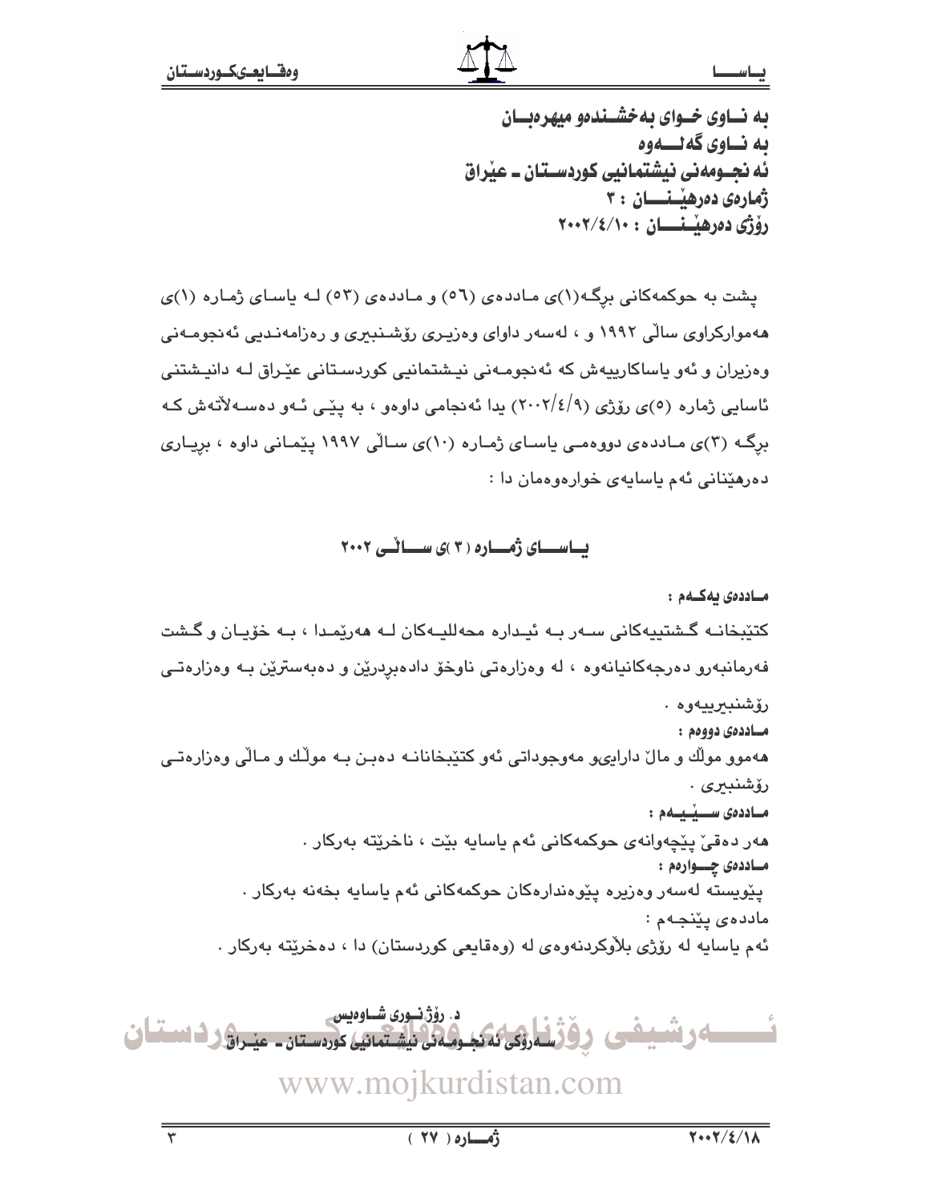به نــاوی خــوای بهخشــندهو میهرهبــان
به نــاوی گهلـــهوه
ئه نجــومهنی نیشتمانیی کوردســتان ـ عێراق
ژمارەی دەرهێــنـــان : ٣
ڕۆژی دەرهێــنـــان : ٢٠٠٢/٤/١٠

پشت به حوکمەکانی برگـه(١)ی مـاددەی (٥٦) و مـاددەی (٥٣) لـه یاسـای ژمـارە (١)ی هەموارکراوی ساڵی ١٩٩٢ و ، لەسەر داوای وەزیـری ڕۆشـنبیری و ڕەزامەنـدیی ئەنجومـەنی وەزیران و ئەو یاساکارییەش کە ئەنجومـەنی نیـشتمانیی کوردسـتانی عێـراق لـه دانیـشتنی ئاسایی ژمارە (٥)ی ڕۆژی (٢٠٠٢/٤/٩) یدا ئەنجامی داوەو ، به پێـی ئـەو دەسـەڵاتەش کـه برگـه (٣)ی مـاددەی دووەمـی یاسـای ژمـارە (١٠)ی سـاڵی ١٩٩٧ پێمـانی داوە ، بڕیـاری دەرهێنانی ئەم یاسایەی خوارەوەمان دا :

## یـاســـای ژمـــارە (٣)ی ســـاڵـی ٢٠٠٢

**مـاددەی یەکـەم :**
کتێبخانـه گـشتییەکانی سـەر بـه ئیـدارە محەللیـەکان لـه هەرێمـدا ، بـه خۆیـان و گـشت فەرمانبەرو دەرچەکانیانەوە ، لە وەزارەتی ناوخۆ دادەبڕدرێن و دەبەسترێن بـه وەزارەتـی ڕۆشنبیرییەوە .

**مـاددەی دووەم :**
هەموو موڵك و ماڵ دارایی‌و مەوجوداتی ئەو کتێبخانانـه دەبـن بـه موڵـك و مـاڵی وەزارەتـی ڕۆشنبیری .

**مـاددەی ســێـیـەم :**
هەر دەقێ پێچەوانەی حوکمەکانی ئەم یاسایە بێت ، ناخرێتە بەرکار .

**مـاددەی چـــوارەم :**
پێویستە لەسەر وەزیرە پێوەندارەکان حوکمەکانی ئەم یاسایە بخەنە بەرکار .

**ماددەی پێنجـەم :**
ئەم یاسایە لە ڕۆژی بڵاوکردنەوەی لە (وەقایعی کوردستان) دا ، دەخرێتە بەرکار .

د. ڕۆژنــوری شــاوەیس
ســەرۆکی ئه نجــومـەنی نیشـتمانیی کوردســتان ـ عێــراق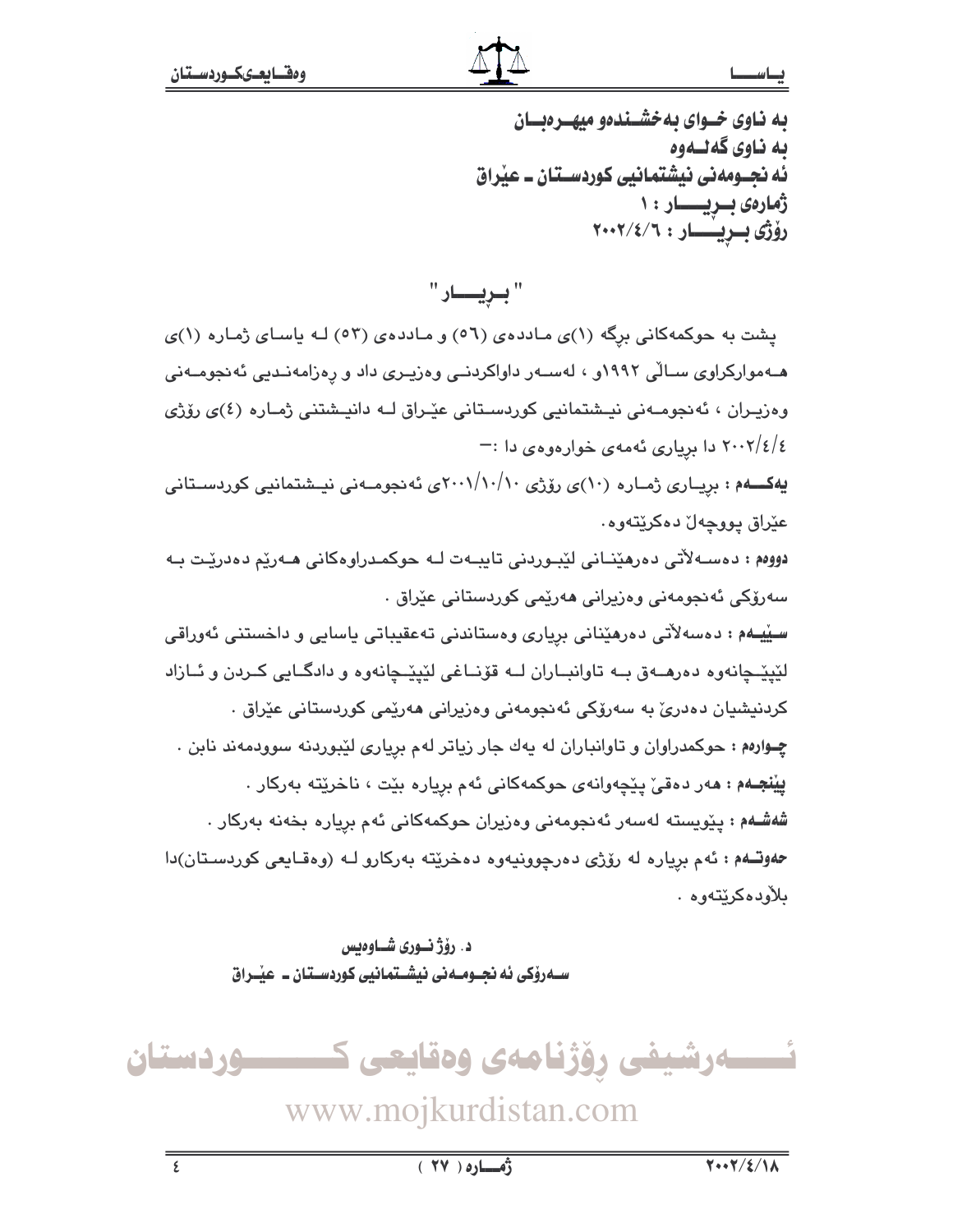به ناوی خوای بەخشندەو میهرەبان

به ناوی گەلەوە

ئەنجومەنی نیشتمانیی کوردستان ـ عێراق

ژمارەی بڕیار : ١

رۆژی بڕیار : ٢٠٠٢/٤/٦

## " بڕیار "

پشت بە حوکمەکانی برگە (١)ی ماددەی (٥٦) و ماددەی (٥٣) لە یاسای ژمارە (١)ی هەموارکراوی ساڵی ١٩٩٢و ، لەسەر داواکردنی وەزیری داد و ڕەزامەندیی ئەنجومەنی وەزیران ، ئەنجومەنی نیشتمانیی کوردستانی عێراق لە دانیشتنی ژمارە (٤)ی رۆژی ٢٠٠٢/٤/٤ دا بڕیاری ئەمەی خوارەوەی دا :-

**یەکەم :** بڕیاری ژمارە (١٠)ی رۆژی ٢٠٠١/١٠/١٠ی ئەنجومەنی نیشتمانیی کوردستانی عێراق پووچەڵ دەکرێتەوە.

**دووەم :** دەسەڵاتی دەرهێنانی لێبوردنی تایبەت لە حوکمدراوەکانی هەرێم دەدرێت بە سەرۆکی ئەنجومەنی وەزیرانی هەرێمی کوردستانی عێراق .

**سێیەم :** دەسەڵاتی دەرهێنانی بڕیاری وەستاندنی تەعقیباتی یاسایی و داخستنی ئەوراقی لێپێچانەوە دەرهەق بە تاوانباران لە قۆناغی لێپێچانەوە و دادگایی کردن و ئازاد کردنیشیان دەدرێ بە سەرۆکی ئەنجومەنی وەزیرانی هەرێمی کوردستانی عێراق .

**چوارەم :** حوکمدراوان و تاوانباران لە یەك جار زیاتر لەم بڕیاری لێبوردنە سوودمەند نابن .

**پێنجەم :** هەر دەقێ پێچەوانەی حوکمەکانی ئەم بڕیارە بێت ، ناخرێتە بەرکار .

**شەشەم :** پێویستە لەسەر ئەنجومەنی وەزیران حوکمەکانی ئەم بڕیارە بخەنە بەرکار .

**حەوتەم :** ئەم بڕیارە لە رۆژی دەرچوونیەوە دەخرێتە بەرکارو لە (وەقایعی کوردستان)دا بڵاودەکرێتەوە .

**د. رۆژ نوری شاوەیس**

**سەرۆکی ئەنجومەنی نیشتمانیی کوردستان ـ عێراق**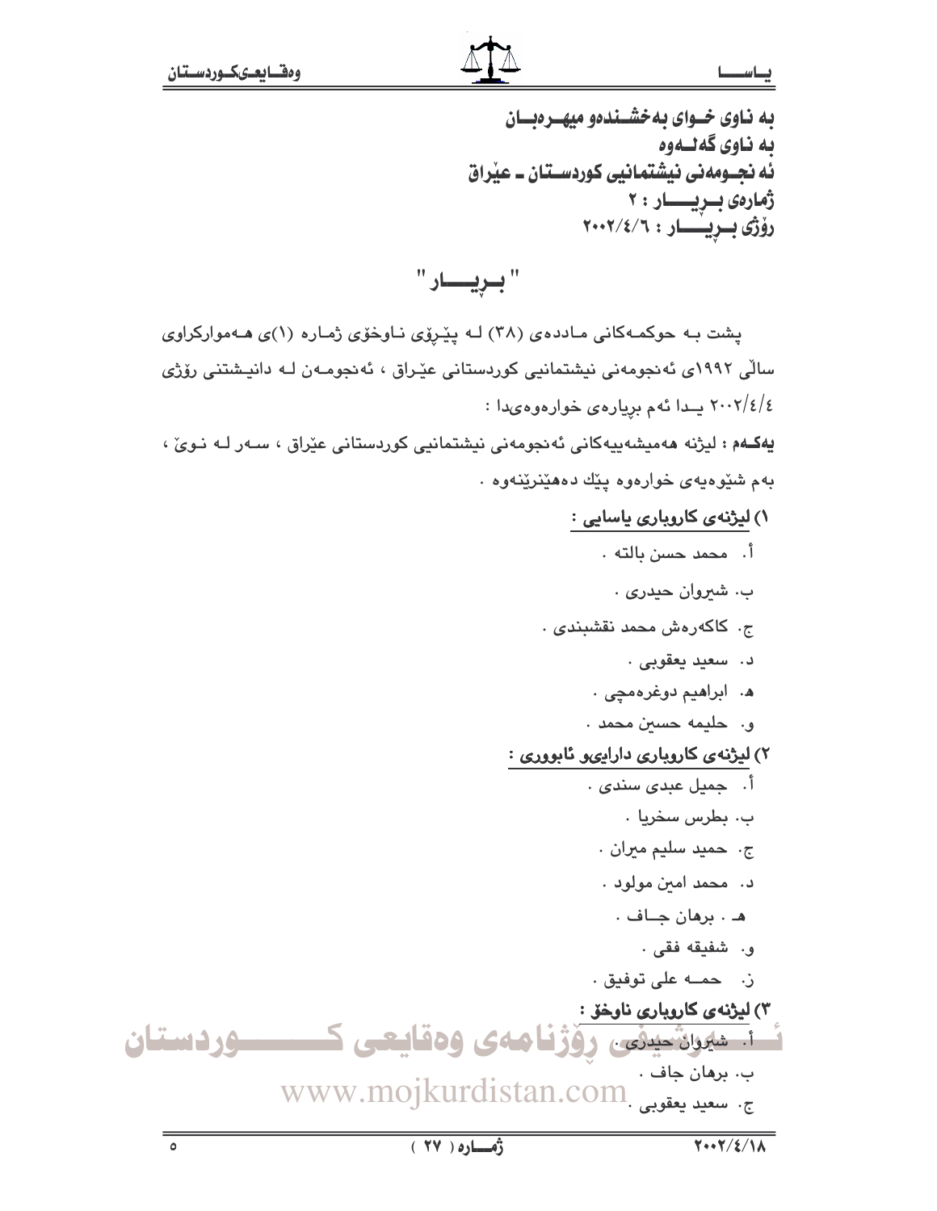به ناوی خوای بەخشندەو میهرەبان
به ناوی گەلەوە
ئەنجومەنی نیشتمانیی کوردستان ـ عێراق
ژمارەی بڕیار : ٢
ڕۆژی بڕیار : ٢٠٠٢/٤/٦

## " بڕیار "

پشت بە حوکمەکانی ماددەی (٣٨) لە پێڕۆی ناوخۆی ژمارە (١)ی هەموارکراوی ساڵی ١٩٩٢ی ئەنجومەنی نیشتمانیی کوردستانی عێراق ، ئەنجومەن لە دانیشتنی ڕۆژی ٢٠٠٢/٤/٤ یدا ئەم بڕیارەی خوارەوەیدا :

**یەکەم :** لیژنە هەمیشەییەکانی ئەنجومەنی نیشتمانیی کوردستانی عێراق ، سەر لە نوێ ، بەم شێوەیەی خوارەوە پێك دەهێنرێنەوە .

١) **لیژنەی کاروباری یاسایی :**

أ. محمد حسن بالته .

ب. شیروان حیدری .

ج. کاکەڕەش محمد نقشبندی .

د. سعید یعقوبی .

هـ. ابراهیم دوغرەمچی .

و. حلیمه حسین محمد .

٢) **لیژنەی کاروباری داراییو ئابووری :**

أ. جمیل عبدی سندی .

ب. بطرس سخریا .

ج. حمید سلیم میران .

د. محمد امین مولود .

هـ . برهان جاف .

و. شفیقه فقی .

ز. حمه علی توفیق .

٣) **لیژنەی کاروباری ناوخۆ :**

أ. شیروان حیدری .

ب. برهان جاف .

ج. سعید یعقوبی .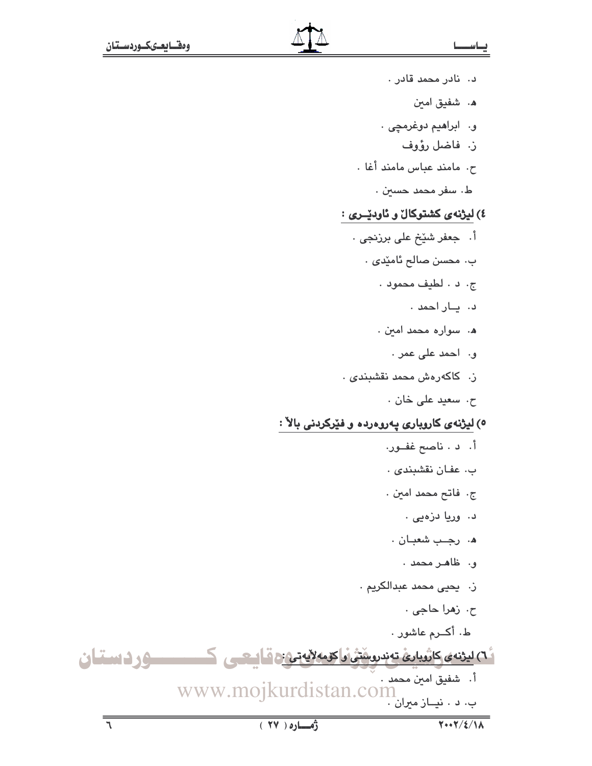د. نادر محمد قادر .

هـ. شفيق امين

و. ابراهيم دوغرمچي .

ز. فاضل رؤوف

ح. مامند عباس مامند أغا .

ط. سفر محمد حسين .

**٤) ليژنەی كشتوكاڵ و ئاودێـری :**

أ. جعفر شێخ علی برزنجی .

ب. محسن صالح ئامێدی .

ج. د . لطيف محمود .

د. يـار احمد .

هـ. سوارە محمد امين .

و. احمد علی عمر .

ز. كاكەرەش محمد نقشبندی .

ح. سعيد علی خان .

**٥) ليژنەی كاروباری پەروەردە و فێركردنی باڵا :**

أ. د . ناصح غفـور.

ب. عفـان نقشبندی .

ج. فاتح محمد امين .

د. وريا دزەيی .

هـ. رجـب شعبـان .

و. ظاهـر محمد .

ز. يحيی محمد عبدالكريم .

ح. زهرا حاجی .

ط. أكـرم عاشور .

**٦) ليژنەی كاروباری تەندروستی و كۆمەڵايەتی :**

أ. شفيق امين محمد .

ب. د . نيـاز ميران .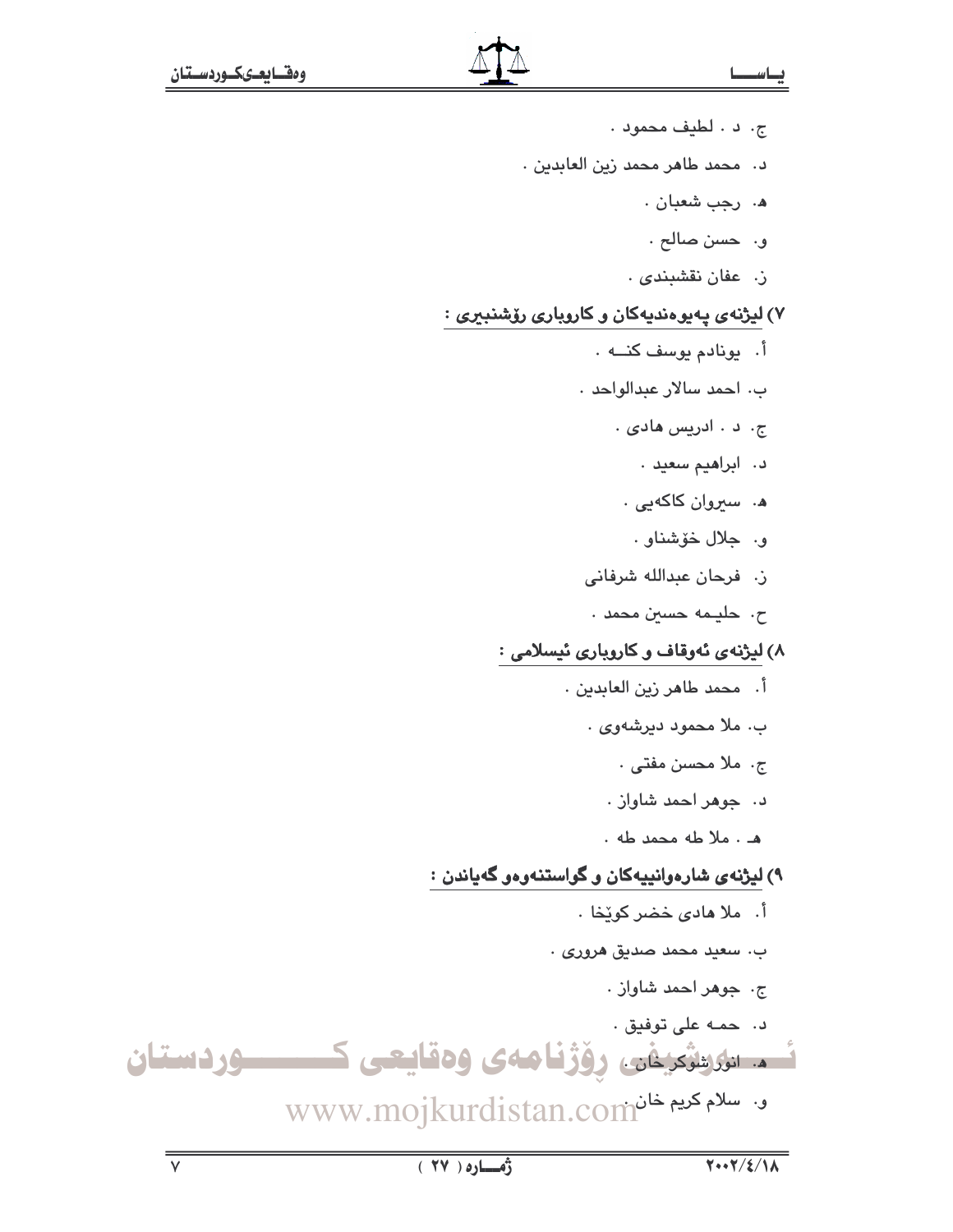ج. د . لطيف محمود .

د. محمد طاهر محمد زين العابدين .

هـ. رجب شعبان .

و. حسن صالح .

ز. عفان نقشبندى .

**٧) ليژنەی پەيوەنديەكان و كاروبارى رۆشنبيرى :**

أ. يونادم يوسف كنــه .

ب. احمد سالار عبدالواحد .

ج. د . ادريس هادى .

د. ابراهيم سعيد .

هـ. سيروان كاكەيى .

و. جلال خۆشناو .

ز. فرحان عبدالله شرفانى

ح. حليـمه حسين محمد .

**٨) ليژنەی ئەوقاف و كاروبارى ئيسلامى :**

أ. محمد طاهر زين العابدين .

ب. ملا محمود ديرشەوى .

ج. ملا محسن مفتى .

د. جوهر احمد شاواز .

هـ . ملا طه محمد طه .

**٩) ليژنەی شارەوانييەكان و گواستنەوەو گەياندن :**

أ. ملا هادى خضر كوێخا .

ب. سعيد محمد صديق هرورى .

ج. جوهر احمد شاواز .

د. حمـه على توفيق .

هـ. انور شوكر خان .

و. سلام كريم خان .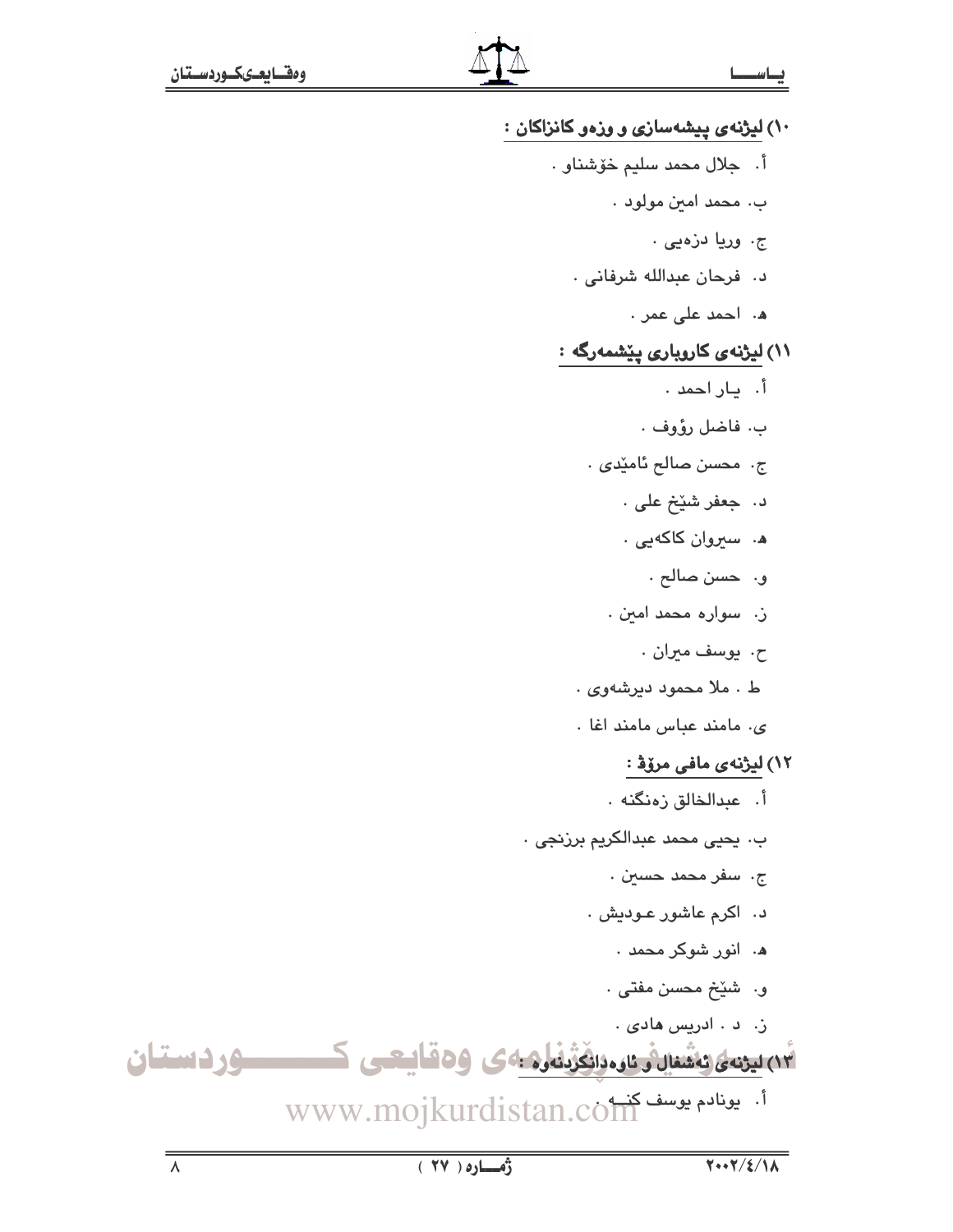١٠) **لیژنەی پیشەسازی و وزەو کانزاکان :**

أ. جلال محمد سليم خۆشناو .

ب. محمد امين مولود .

ج. وريا دزەيى .

د. فرحان عبدالله شرفانى .

هـ. احمد على عمر .

١١) **لیژنەی کاروباری پێشمەرگە :**

أ. يـار احمد .

ب. فاضل رؤوف .

ج. محسن صالح ئامێدى .

د. جعفر شێخ على .

هـ. سيروان كاكەيى .

و. حسن صالح .

ز. سوارە محمد امين .

ح. يوسف ميران .

ط . ملا محمود ديرشەوى .

ى. مامند عباس مامند اغا .

١٢) **لیژنەی مافی مرۆڤ :**

أ. عبدالخالق زەنگنە .

ب. يحيى محمد عبدالكريم برزنجى .

ج. سفر محمد حسين .

د. اكرم عاشور عـوديش .

هـ. انور شوكر محمد .

و. شێخ محسن مفتى .

ز. د . ادريس هادى .

١٣) **لیژنەی ئەشغال و ئاوەدانکردنەوە :**

أ. يونادم يوسف كنـە .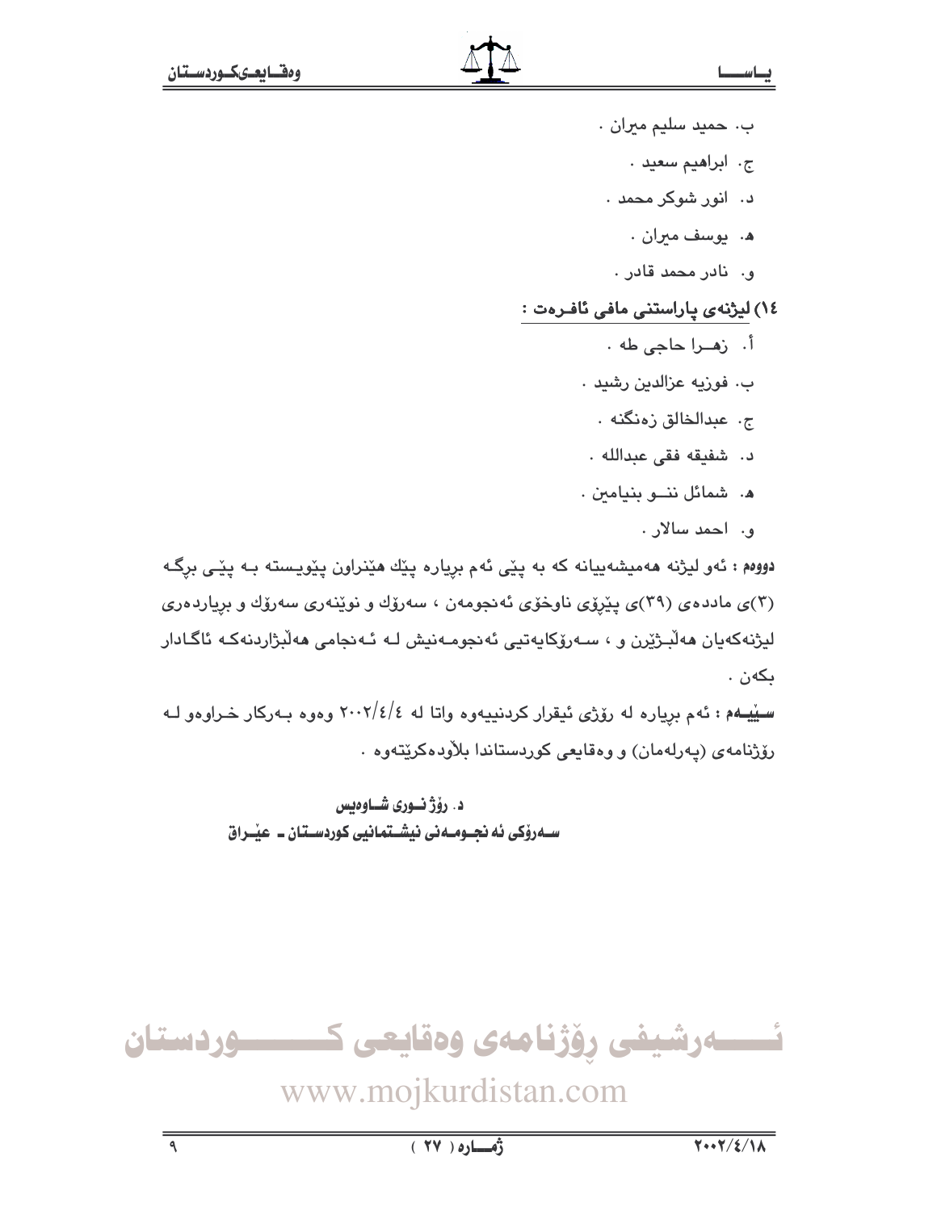ب. حميد سليم ميران .

ج. ابراهيم سعيد .

د. انور شوكر محمد .

هـ. يوسف ميران .

و. نادر محمد قادر .

**١٤) ليژنەی پاراستنی مافی ئافرەت :**

أ. زهــرا حاجی طه .

ب. فوزيه عزالدين رشيد .

ج. عبدالخالق زەنگنە .

د. شفيقه فقی عبدالله .

هـ. شمائل ننــو بنيامين .

و. احمد سالار .

**دووەم :** ئەو ليژنە هەميشەييانە كە بە پێی ئەم بڕيارە پێك هێنراون پێويستە بە پێی برگە (٣)ی ماددەی (٣٩)ی پێڕۆی ناوخۆی ئەنجومەن ، سەرۆك و نوێنەری سەرۆك و بڕيارەدەری ليژنەكەيان هەڵبژێرن و ، سەرۆكايەتيی ئەنجومەنيش لە ئەنجامی هەڵبژاردنەكە ئاگادار بكەن .

**سێيەم :** ئەم بڕيارە لە ڕۆژی ئيقرار كردنييەوە واتا لە ٢٠٠٢/٤/٤ وەوە بەركار خراوەو لە ڕۆژنامەی (پەرلەمان) و وەقايعی كوردستاندا بلاّودەكرێتەوە .

**د. رۆژ نــوری شــاوەيس**
**ســەرۆكی ئە نجــومــە نی نيشــتمانيی كوردســتان ـ عێــراق**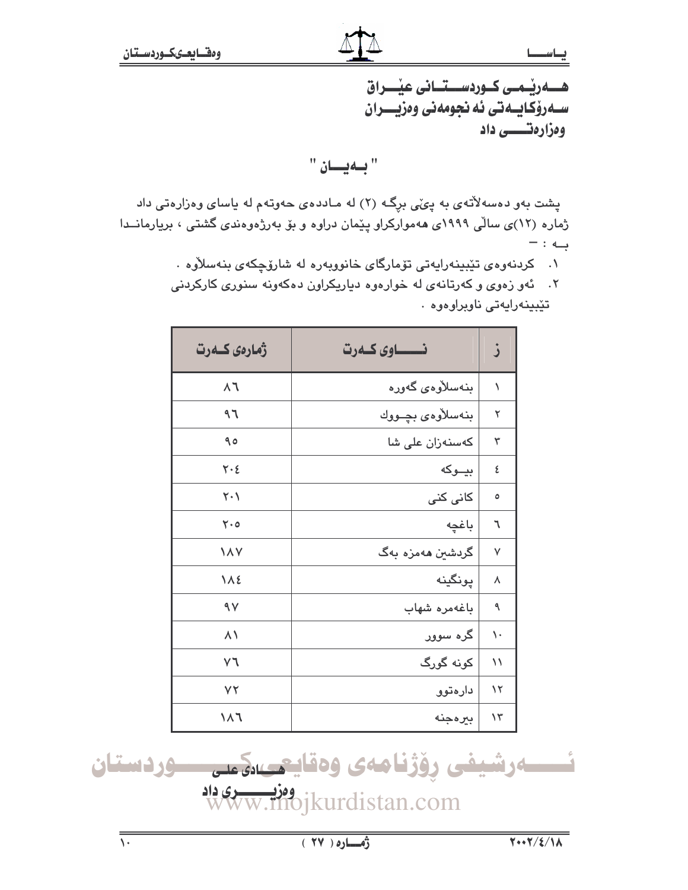هەرێمی كوردستانی عێراق
سەرۆكایەتی ئەنجومەنی وەزیران
وەزارەتی داد

" بەیان "

پشت بەو دەسەلاّتەی بە پێی برگە (٢) لە ماددەی حەوتەم لە یاسای وەزارەتی داد ژمارە (١٢)ی ساڵی ١٩٩٩ی هەمواركراو پێمان دراوە و بۆ بەرژەوەندی گشتی ، بریارماندا بە : —

١. كردنەوەی تێبینەرایەتی تۆمارگای خانووبەرە لە شارۆچكەی بنەسلاّوە .
٢. ئەو زەوی و كەرتانەی لە خوارەوە دیاریكراون دەكەونە سنوری كاركردنی تێبینەرایەتی ناوبراوەوە .

| ز | نـــاوی كـەرت | ژمارەی كـەرت |
|---|---|---|
| ١ | بنەسلاّوەی گەورە | ٨٦ |
| ٢ | بنەسلاّوەی بچـووك | ٩٦ |
| ٣ | كەسنەزان علی شا | ٩٥ |
| ٤ | بیـوكە | ٢٠٤ |
| ٥ | كانی كنی | ٢٠١ |
| ٦ | باغچە | ٢٠٥ |
| ٧ | گردشین هەمزە بەگ | ١٨٧ |
| ٨ | پونگینە | ١٨٤ |
| ٩ | باغەمرە شهاب | ٩٧ |
| ١٠ | گرە سوور | ٨١ |
| ١١ | كونە گورگ | ٧٦ |
| ١٢ | دارەتوو | ٧٢ |
| ١٣ | بیرەجنە | ١٨٦ |

هادی علی
وەزیری داد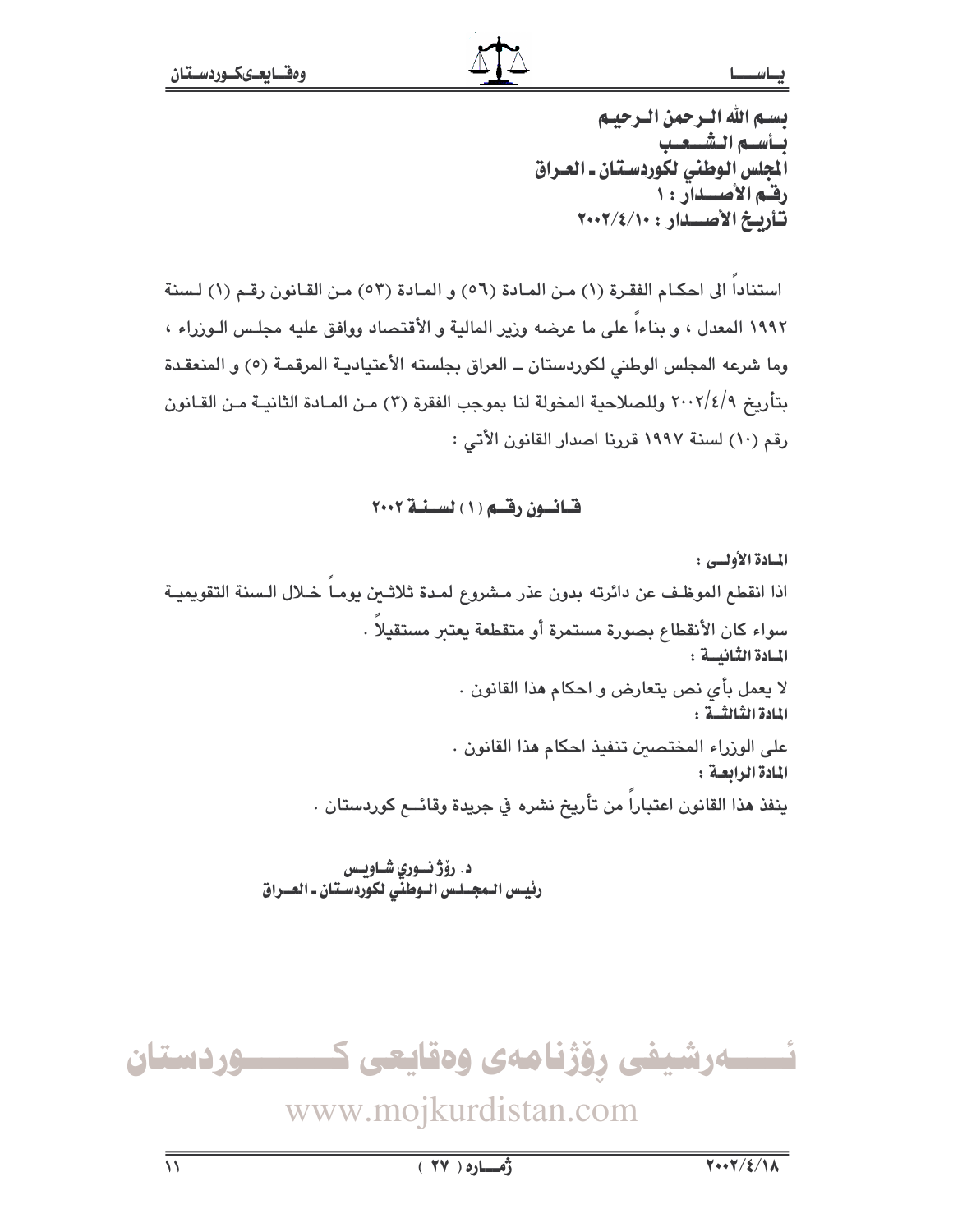بسم الله الرحمن الرحيم
بأسم الشعب
المجلس الوطني لكوردستان ـ العراق
رقم الأصدار : ١
تأريخ الأصدار : ٢٠٠٢/٤/١٠

استناداً الى احكام الفقرة (١) من المادة (٥٦) و المادة (٥٣) من القانون رقم (١) لسنة ١٩٩٢ المعدل ، و بناءاً على ما عرضه وزير المالية و الأقتصاد ووافق عليه مجلس الوزراء ، وما شرعه المجلس الوطني لكوردستان ــ العراق بجلسته الأعتيادية المرقمة (٥) و المنعقدة بتأريخ ٢٠٠٢/٤/٩ وللصلاحية المخولة لنا بموجب الفقرة (٣) من المادة الثانية من القانون رقم (١٠) لسنة ١٩٩٧ قررنا اصدار القانون الأتي :

## قانون رقم (١) لسنة ٢٠٠٢

**المادة الأولى :**

اذا انقطع الموظف عن دائرته بدون عذر مشروع لمدة ثلاثين يوماً خلال السنة التقويمية سواء كان الأنقطاع بصورة مستمرة أو متقطعة يعتبر مستقيلاً .

**المادة الثانية :**

لا يعمل بأي نص يتعارض و احكام هذا القانون .

**المادة الثالثة :**

على الوزراء المختصين تنفيذ احكام هذا القانون .

**المادة الرابعة :**

ينفذ هذا القانون اعتباراً من تأريخ نشره في جريدة وقائع كوردستان .

**د. رۆژ نوري شاويس**
**رئيس المجلس الوطني لكوردستان ـ العراق**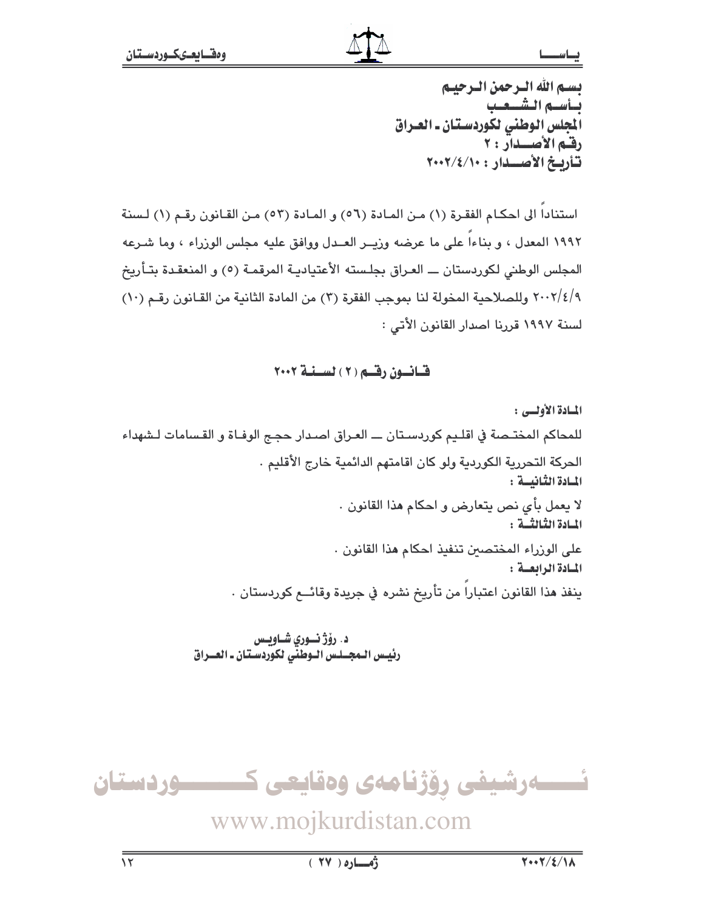بسم الله الرحمن الرحيم
بأسم الشعب
المجلس الوطني لكوردستان ـ العراق
رقم الأصدار : ٢
تأريخ الأصدار : ٢٠٠٢/٤/١٠

استناداً الى احكام الفقرة (١) من المادة (٥٦) و المادة (٥٣) من القانون رقم (١) لسنة ١٩٩٢ المعدل ، و بناءاً على ما عرضه وزير العدل ووافق عليه مجلس الوزراء ، وما شرعه المجلس الوطني لكوردستان ــ العراق بجلسته الأعتيادية المرقمة (٥) و المنعقدة بتأريخ ٢٠٠٢/٤/٩ وللصلاحية المخولة لنا بموجب الفقرة (٣) من المادة الثانية من القانون رقم (١٠) لسنة ١٩٩٧ قررنا اصدار القانون الأتي :

## قانون رقم (٢) لسنة ٢٠٠٢

**المادة الأولى :**

للمحاكم المختصة في اقليم كوردستان ــ العراق اصدار حجج الوفاة و القسامات لشهداء الحركة التحررية الكوردية ولو كان اقامتهم الدائمية خارج الأقليم .

**المادة الثانية :**

لا يعمل بأي نص يتعارض و احكام هذا القانون .

**المادة الثالثة :**

على الوزراء المختصين تنفيذ احكام هذا القانون .

**المادة الرابعة :**

ينفذ هذا القانون اعتباراً من تأريخ نشره في جريدة وقائع كوردستان .

د. رۆژ نوري شاويس
رئيس المجلس الوطني لكوردستان ـ العراق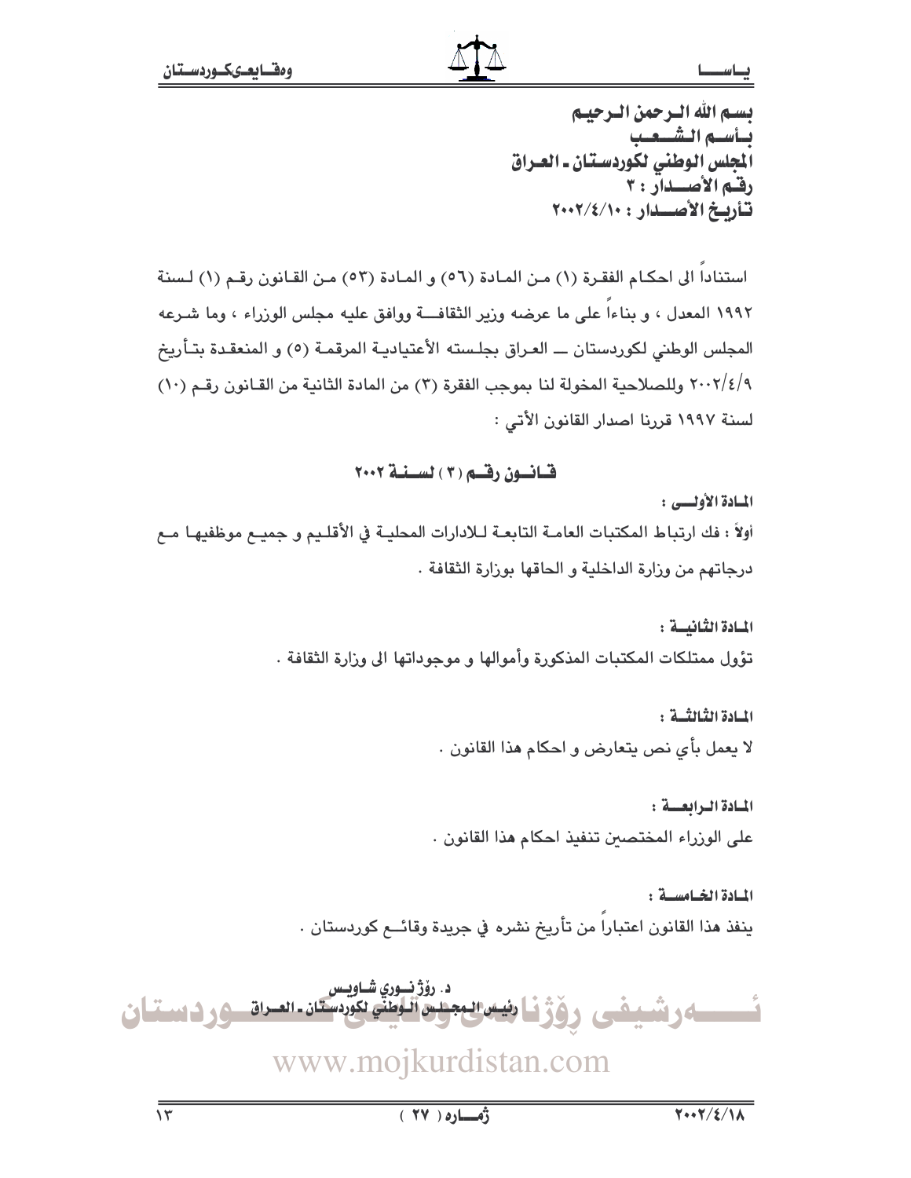بسم الله الرحمن الرحيم
بأسم الشعب
المجلس الوطني لكوردستان ـ العراق
رقم الأصدار : ٣
تأريخ الأصدار : ٢٠٠٢/٤/١٠

استناداً الى احكام الفقرة (١) من المادة (٥٦) و المادة (٥٣) من القانون رقم (١) لسنة ١٩٩٢ المعدل ، و بناءاً على ما عرضه وزير الثقافة ووافق عليه مجلس الوزراء ، وما شرعه المجلس الوطني لكوردستان ـــ العراق بجلسته الأعتيادية المرقمة (٥) و المنعقدة بتأريخ ٢٠٠٢/٤/٩ وللصلاحية المخولة لنا بموجب الفقرة (٣) من المادة الثانية من القانون رقم (١٠) لسنة ١٩٩٧ قررنا اصدار القانون الأتي :

## قانون رقم ( ٣ ) لسنة ٢٠٠٢

**المادة الأولى :**

أولاً : فك ارتباط المكتبات العامة التابعة للادارات المحلية في الأقليم و جميع موظفيها مع درجاتهم من وزارة الداخلية و الحاقها بوزارة الثقافة .

**المادة الثانية :**

تؤول ممتلكات المكتبات المذكورة وأموالها و موجوداتها الى وزارة الثقافة .

**المادة الثالثة :**

لا يعمل بأي نص يتعارض و احكام هذا القانون .

**المادة الرابعة :**

على الوزراء المختصين تنفيذ احكام هذا القانون .

**المادة الخامسة :**

ينفذ هذا القانون اعتباراً من تأريخ نشره في جريدة وقائع كوردستان .

د. رؤژ نوري شاويس
رئيس المجلس الوطني لكوردستان ـ العراق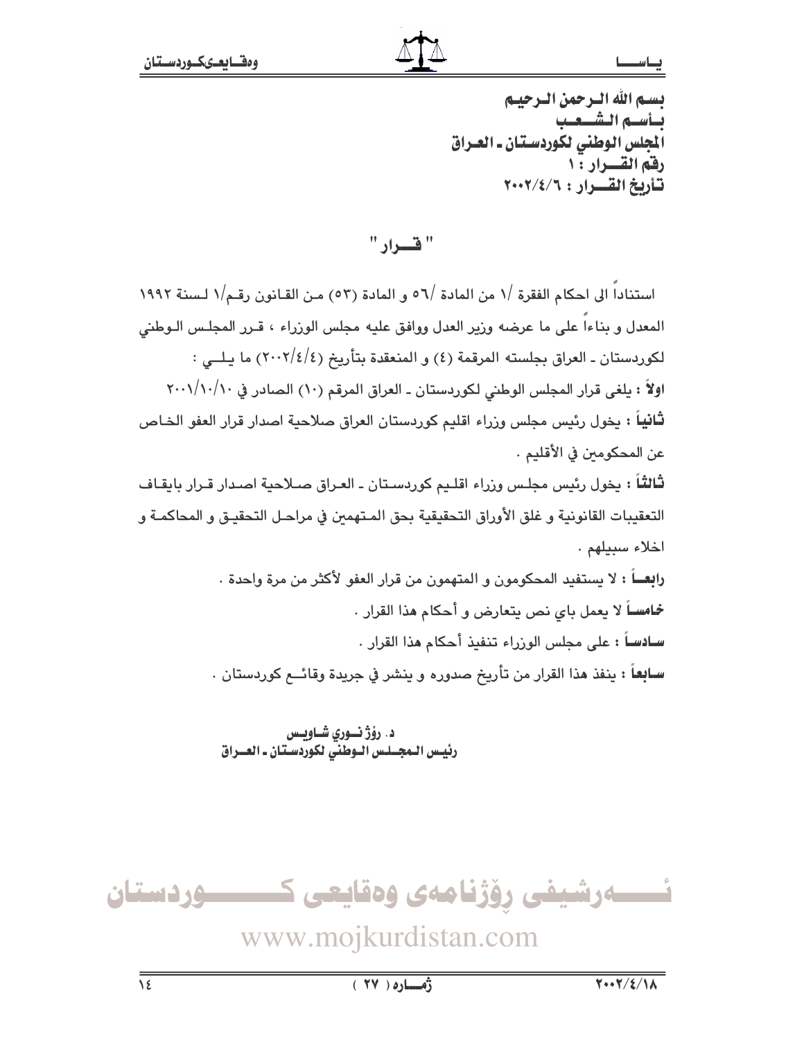بسم الله الرحمن الرحيم
بأسم الشعب
المجلس الوطني لكوردستان ـ العراق
رقم القرار : ١
تأريخ القرار : ٢٠٠٢/٤/٦

## " قرار "

استناداً الى احكام الفقرة /١ من المادة /٥٦ و المادة (٥٣) من القانون رقم/١ لسنة ١٩٩٢ المعدل و بناءاً على ما عرضه وزير العدل ووافق عليه مجلس الوزراء ، قرر المجلس الوطني لكوردستان ـ العراق بجلسته المرقمة (٤) و المنعقدة بتأريخ (٢٠٠٢/٤/٤) ما يلي :

**اولاً** : يلغى قرار المجلس الوطني لكوردستان ـ العراق المرقم (١٠) الصادر في ٢٠٠١/١٠/١٠

**ثانياً** : يخول رئيس مجلس وزراء اقليم كوردستان العراق صلاحية اصدار قرار العفو الخاص عن المحكومين في الأقليم .

**ثالثاً** : يخول رئيس مجلس وزراء اقليم كوردستان ـ العراق صلاحية اصدار قرار بايقاف التعقيبات القانونية و غلق الأوراق التحقيقية بحق المتهمين في مراحل التحقيق و المحاكمة و اخلاء سبيلهم .

**رابعاً** : لا يستفيد المحكومون و المتهمون من قرار العفو لأكثر من مرة واحدة .

**خامساً** لا يعمل باي نص يتعارض و أحكام هذا القرار .

**سادساً** : على مجلس الوزراء تنفيذ أحكام هذا القرار .

**سابعاً** : ينفذ هذا القرار من تأريخ صدوره و ينشر في جريدة وقائع كوردستان .

**د. رۆژ نوري شاويس**
**رئيس المجلس الوطني لكوردستان ـ العراق**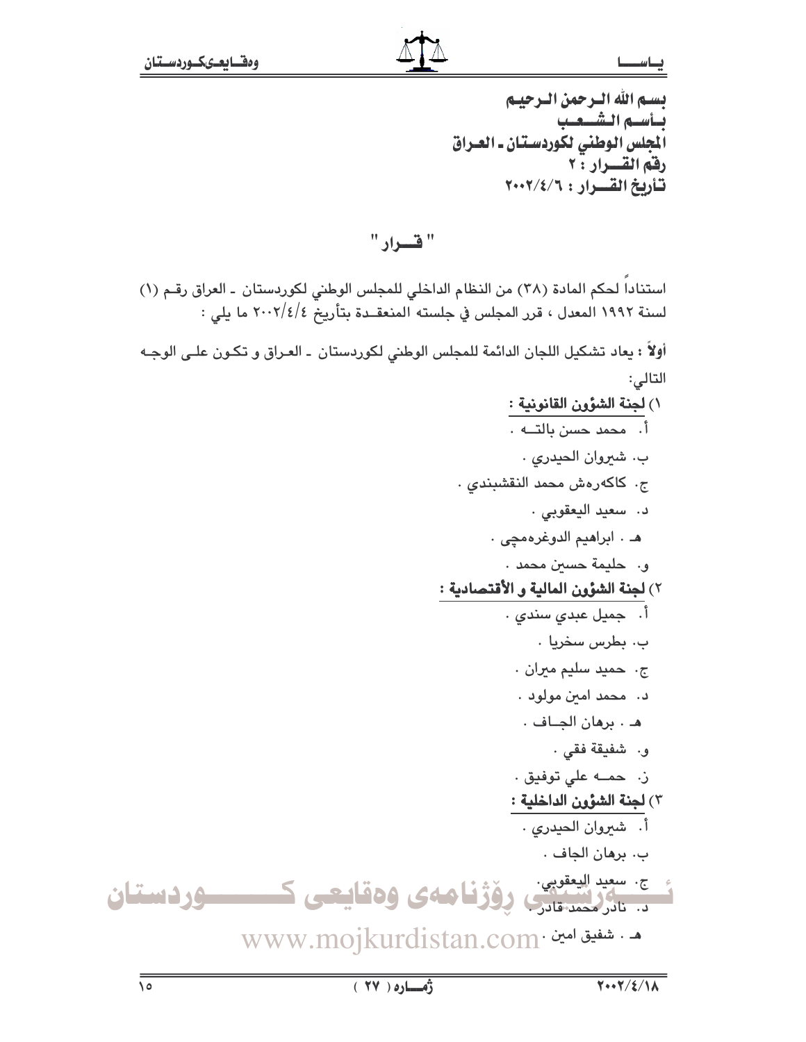**بسم الله الرحمن الرحيم**
**بأسم الشعب**
**المجلس الوطني لكوردستان ـ العراق**
**رقم القرار : ٢**
**تأريخ القرار : ٢٠٠٢/٤/٦**

## " قـرار "

استناداً لحكم المادة (٣٨) من النظام الداخلي للمجلس الوطني لكوردستان ـ العراق رقم (١) لسنة ١٩٩٢ المعدل ، قرر المجلس في جلسته المنعقدة بتأريخ ٢٠٠٢/٤/٤ ما يلي :

**أولاً :** يعاد تشكيل اللجان الدائمة للمجلس الوطني لكوردستان ـ العراق و تكون على الوجه التالي:

١) **لجنة الشؤون القانونية :**

أ. محمد حسن بالته .
ب. شيروان الحيدري .
ج. كاكەرەش محمد النقشبندي .
د. سعيد اليعقوبي .
هـ . ابراهيم الدوغرەمچى .
و. حليمة حسين محمد .

٢) **لجنة الشؤون المالية و الأقتصادية :**

أ. جميل عبدي سندي .
ب. بطرس سخريا .
ج. حميد سليم ميران .
د. محمد امين مولود .
هـ . برهان الجاف .
و. شفيقة فقي .
ز. حمه علي توفيق .

٣) **لجنة الشؤون الداخلية :**

أ. شيروان الحيدري .
ب. برهان الجاف .
ج. سعيد اليعقوبي .
د. نادر محمد قادر .
هـ . شفيق امين .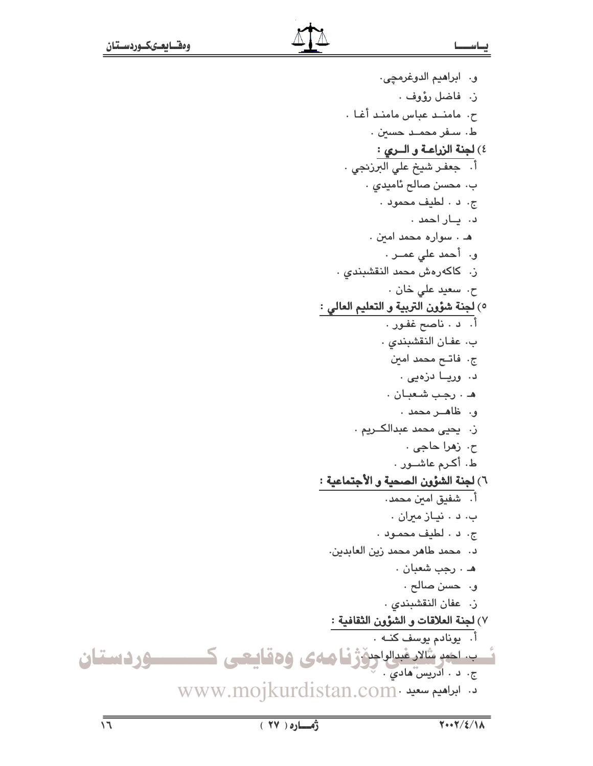و. ابراهيم الدوغرمچي.

ز. فاضل رؤوف .

ح. مامنـد عباس مامند أغا .

ط. سفر محمـد حسين .

٤) **لجنة الزراعة و الـري :**

أ. جعفر شيخ علي البرزنجي .

ب. محسن صالح ئاميدي .

ج. د . لطيف محمود .

د. يـار احمد .

هـ . سواره محمد امين .

و. أحمد علي عمـر .

ز. كاكەرەش محمد النقشبندي .

ح. سعيد علي خان .

٥) **لجنة شؤون التربية و التعليم العالي :**

أ. د . ناصح غفور .

ب. عفان النقشبندي .

ج. فاتح محمد امين

د. وريـا دزەيى .

هـ . رجب شعبـان .

و. ظاهـر محمد .

ز. يحيى محمد عبدالكـريم .

ح. زهرا حاجى .

ط. أكرم عاشـور .

٦) **لجنة الشؤون الصحية و الأجتماعية :**

أ. شفيق امين محمد.

ب. د . نيـاز ميران .

ج. د . لطيف محمـود .

د. محمد طاهر محمد زين العابدين.

هـ . رجب شعبان .

و. حسن صالح .

ز. عفان النقشبندي .

٧) **لجنة العلاقات و الشؤون الثقافية :**

أ. يونادم يوسف كنـه .

ب. احمد سالار عبدالواحد .

ج. د . ادريس هادي .

د. ابراهيم سعيد .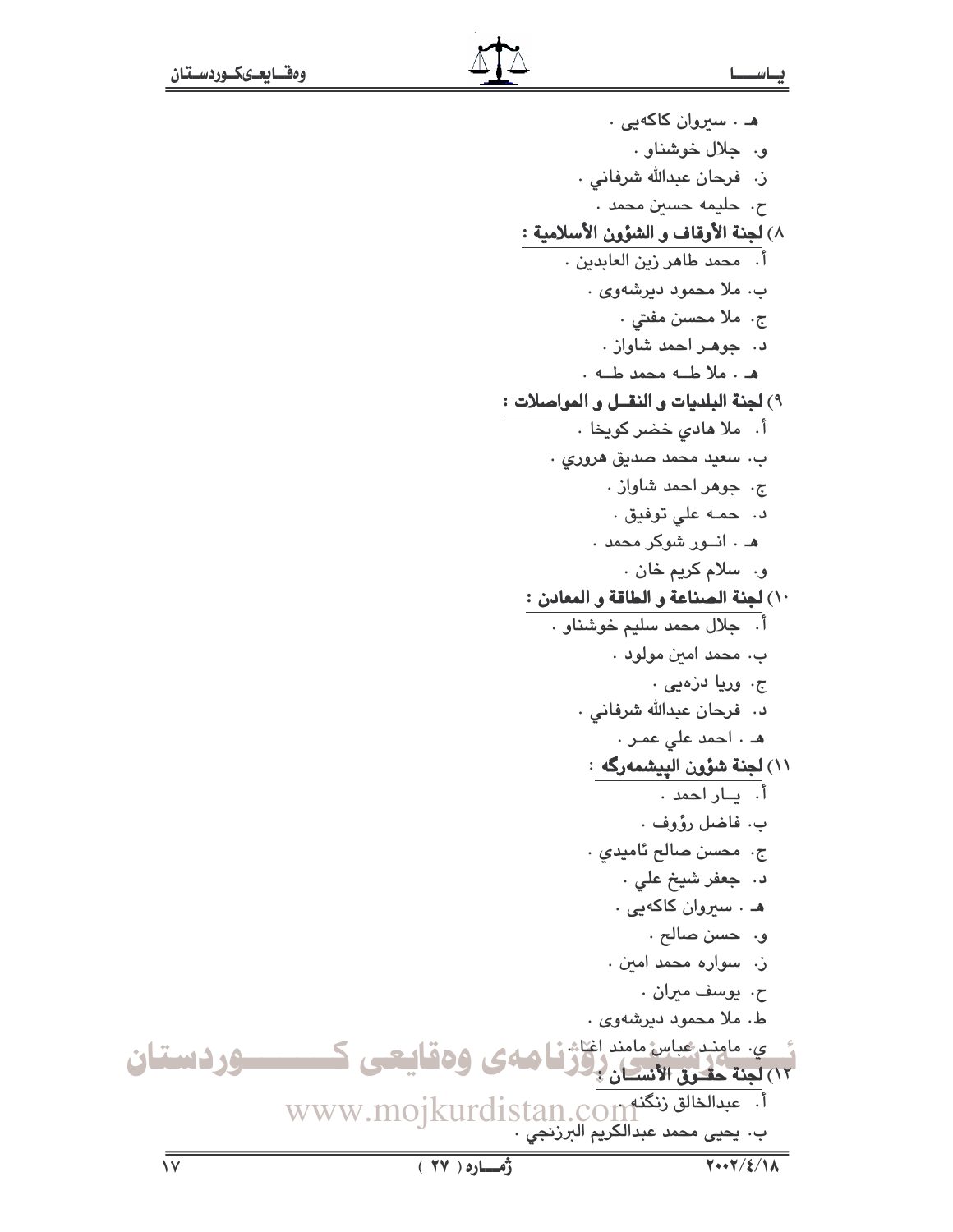هـ . سيروان كاكەيى .

و. جلال خوشناو .

ز. فرحان عبدالله شرفاني .

ح. حليمه حسين محمد .

٨) **لجنة الأوقاف و الشؤون الأسلامية :**

أ. محمد طاهر زين العابدين .

ب. ملا محمود ديرشەوى .

ج. ملا محسن مفتي .

د. جوهر احمد شاواز .

هـ . ملا طـه محمد طـه .

٩) **لجنة البلديات و النقـل و المواصلات :**

أ. ملا هادي خضر كويخا .

ب. سعيد محمد صديق هروري .

ج. جوهر احمد شاواز .

د. حمـه علي توفيق .

هـ . انـور شوكر محمد .

و. سلام كريم خان .

١٠) **لجنة الصناعة و الطاقة و المعادن :**

أ. جلال محمد سليم خوشناو .

ب. محمد امين مولود .

ج. وريا دزەيى .

د. فرحان عبدالله شرفاني .

هـ . احمد علي عمـر .

١١) **لجنة شؤون البيشمەرگە :**

أ. يـار احمد .

ب. فاضل رؤوف .

ج. محسن صالح ئاميدي .

د. جعفر شيخ علي .

هـ . سيروان كاكەيى .

و. حسن صالح .

ز. سوارە محمد امين .

ح. يوسف ميران .

ط. ملا محمود ديرشەوى .

ي. مامند عباس مامند اغا .

١٢) **لجنة حقـوق الأنسـان :**

أ. عبدالخالق زنگنه .

ب. يحيى محمد عبدالكريم البرزنجي .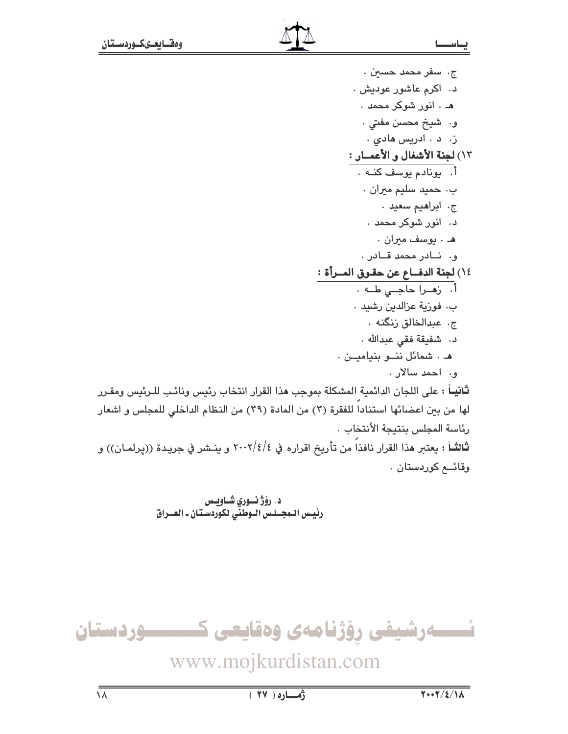ج. سفر محمد حسين .
د. اكرم عاشور عوديش .
هـ . انور شوكر محمد .
و. شيخ محسن مفتي .
ز. د . ادريس هادي .

١٣) **لجنة الأشغال و الأعمــار :**

أ. يونادم يوسف كنـه .
ب. حميد سليم ميران .
ج. ابراهيم سعيد .
د. انور شوكر محمد .
هـ . يوسف ميران .
و. نــادر محمد قــادر .

١٤) **لجنة الدفــاع عن حقـوق المــرأة :**

أ. زهــرا حاجــي طــه .
ب. فوزية عزالدين رشيد .
ج. عبدالخالق زنگنه .
د. شفيقة فقي عبدالله .
هـ . شمائل ننــو بنياميــن .
و. احمد سالار .

**ثانيـاً** : على اللجان الدائمية المشكلة بموجب هذا القرار انتخاب رئيس ونائـب للـرئيس ومقـرر لها من بين اعضائها استناداً للفقرة (٣) من المادة (٣٩) من النظام الداخلي للمجلس و اشعار رئاسة المجلس بنتيجة الأنتخاب .

**ثالثـاً** : يعتبر هذا القرار نافذاً من تأريخ اقراره في ٢٠٠٢/٤/٤ و ينـشر في جريـدة ((پرلمـان)) و وقائــع كوردستان .

**د. رۆژ نــوري شـاويـس**
**رئيـس الـمجـلـس الـوطني لكوردسـتان ـ العــراق**

ئـــــەرشيفى رۆژنامەى وەقايعى كـــــــوردستان

www.mojkurdistan.com